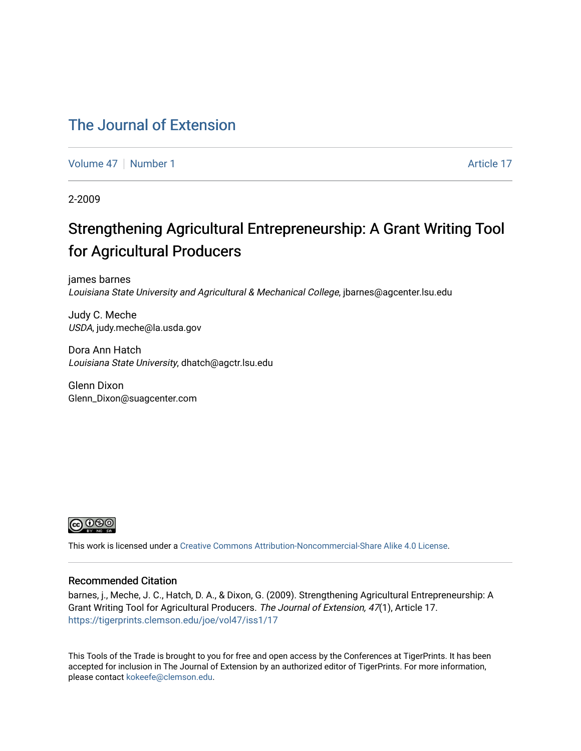# The Journal of Extension

Volume 47 | Number 1 Article 17

2-2009

## Strengthening Agricultural Entrepreneurship: A Grant Writing Tool for Agricultural Producers

james barnes
*Louisiana State University and Agricultural & Mechanical College*, jbarnes@agcenter.lsu.edu

Judy C. Meche
*USDA*, judy.meche@la.usda.gov

Dora Ann Hatch
*Louisiana State University*, dhatch@agctr.lsu.edu

Glenn Dixon
Glenn_Dixon@suagcenter.com

This work is licensed under a Creative Commons Attribution-Noncommercial-Share Alike 4.0 License.

### Recommended Citation

barnes, j., Meche, J. C., Hatch, D. A., & Dixon, G. (2009). Strengthening Agricultural Entrepreneurship: A Grant Writing Tool for Agricultural Producers. *The Journal of Extension, 47*(1), Article 17. https://tigerprints.clemson.edu/joe/vol47/iss1/17

This Tools of the Trade is brought to you for free and open access by the Conferences at TigerPrints. It has been accepted for inclusion in The Journal of Extension by an authorized editor of TigerPrints. For more information, please contact kokeefe@clemson.edu.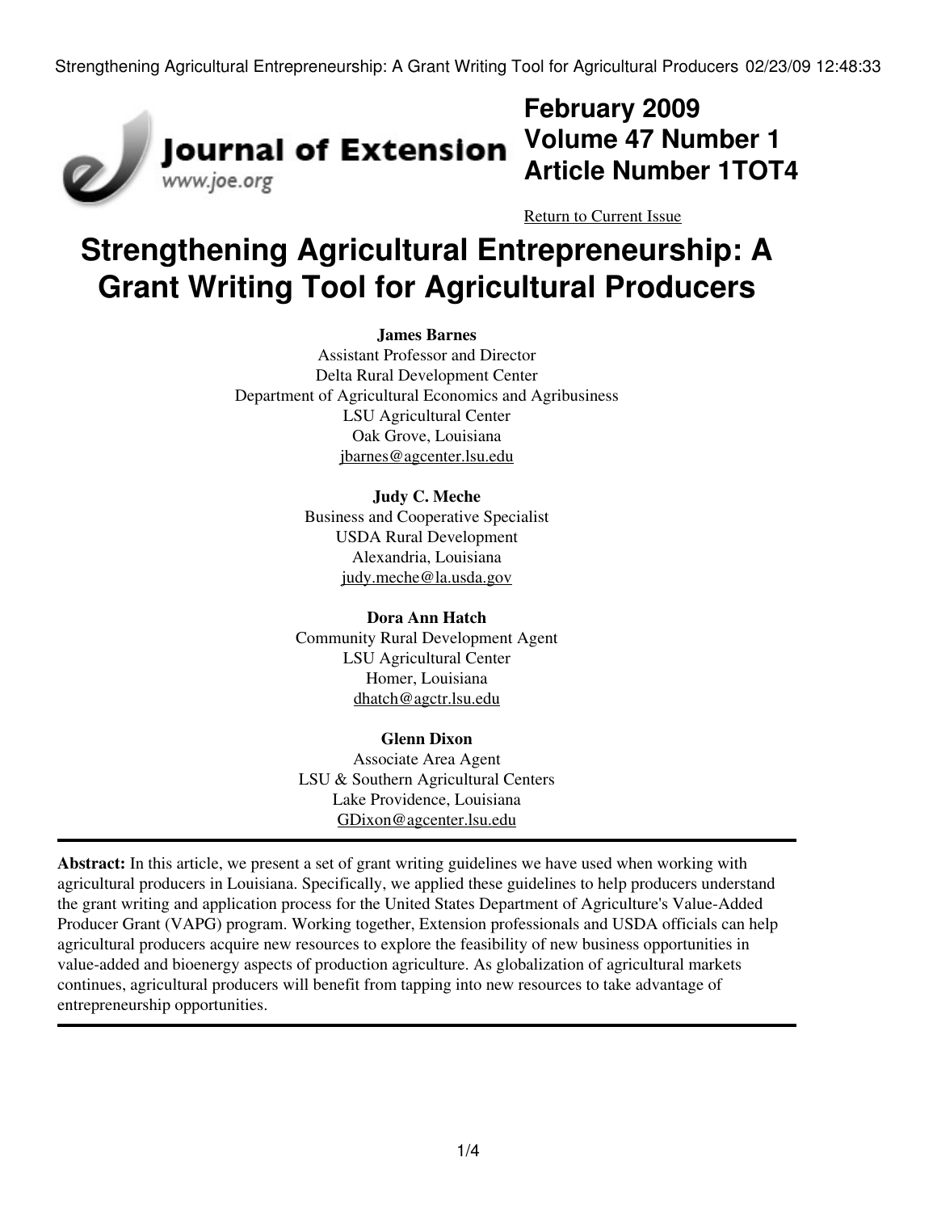# February 2009
# Volume 47 Number 1
# Article Number 1TOT4

Return to Current Issue

# Strengthening Agricultural Entrepreneurship: A Grant Writing Tool for Agricultural Producers

**James Barnes**
Assistant Professor and Director
Delta Rural Development Center
Department of Agricultural Economics and Agribusiness
LSU Agricultural Center
Oak Grove, Louisiana
jbarnes@agcenter.lsu.edu

**Judy C. Meche**
Business and Cooperative Specialist
USDA Rural Development
Alexandria, Louisiana
judy.meche@la.usda.gov

**Dora Ann Hatch**
Community Rural Development Agent
LSU Agricultural Center
Homer, Louisiana
dhatch@agctr.lsu.edu

**Glenn Dixon**
Associate Area Agent
LSU & Southern Agricultural Centers
Lake Providence, Louisiana
GDixon@agcenter.lsu.edu

---

**Abstract:** In this article, we present a set of grant writing guidelines we have used when working with agricultural producers in Louisiana. Specifically, we applied these guidelines to help producers understand the grant writing and application process for the United States Department of Agriculture's Value-Added Producer Grant (VAPG) program. Working together, Extension professionals and USDA officials can help agricultural producers acquire new resources to explore the feasibility of new business opportunities in value-added and bioenergy aspects of production agriculture. As globalization of agricultural markets continues, agricultural producers will benefit from tapping into new resources to take advantage of entrepreneurship opportunities.

---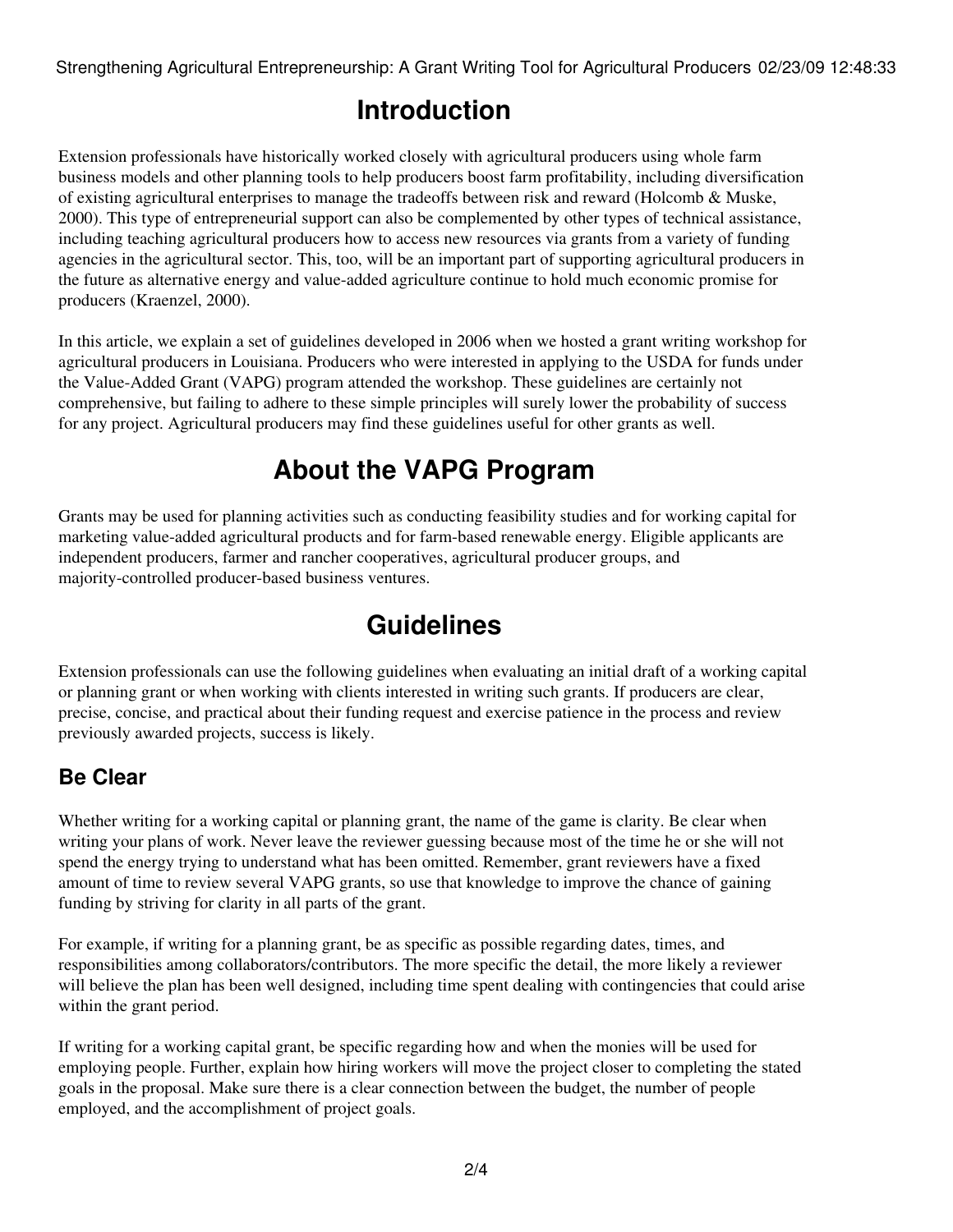# Introduction

Extension professionals have historically worked closely with agricultural producers using whole farm business models and other planning tools to help producers boost farm profitability, including diversification of existing agricultural enterprises to manage the tradeoffs between risk and reward (Holcomb & Muske, 2000). This type of entrepreneurial support can also be complemented by other types of technical assistance, including teaching agricultural producers how to access new resources via grants from a variety of funding agencies in the agricultural sector. This, too, will be an important part of supporting agricultural producers in the future as alternative energy and value-added agriculture continue to hold much economic promise for producers (Kraenzel, 2000).

In this article, we explain a set of guidelines developed in 2006 when we hosted a grant writing workshop for agricultural producers in Louisiana. Producers who were interested in applying to the USDA for funds under the Value-Added Grant (VAPG) program attended the workshop. These guidelines are certainly not comprehensive, but failing to adhere to these simple principles will surely lower the probability of success for any project. Agricultural producers may find these guidelines useful for other grants as well.

# About the VAPG Program

Grants may be used for planning activities such as conducting feasibility studies and for working capital for marketing value-added agricultural products and for farm-based renewable energy. Eligible applicants are independent producers, farmer and rancher cooperatives, agricultural producer groups, and majority-controlled producer-based business ventures.

# Guidelines

Extension professionals can use the following guidelines when evaluating an initial draft of a working capital or planning grant or when working with clients interested in writing such grants. If producers are clear, precise, concise, and practical about their funding request and exercise patience in the process and review previously awarded projects, success is likely.

## Be Clear

Whether writing for a working capital or planning grant, the name of the game is clarity. Be clear when writing your plans of work. Never leave the reviewer guessing because most of the time he or she will not spend the energy trying to understand what has been omitted. Remember, grant reviewers have a fixed amount of time to review several VAPG grants, so use that knowledge to improve the chance of gaining funding by striving for clarity in all parts of the grant.

For example, if writing for a planning grant, be as specific as possible regarding dates, times, and responsibilities among collaborators/contributors. The more specific the detail, the more likely a reviewer will believe the plan has been well designed, including time spent dealing with contingencies that could arise within the grant period.

If writing for a working capital grant, be specific regarding how and when the monies will be used for employing people. Further, explain how hiring workers will move the project closer to completing the stated goals in the proposal. Make sure there is a clear connection between the budget, the number of people employed, and the accomplishment of project goals.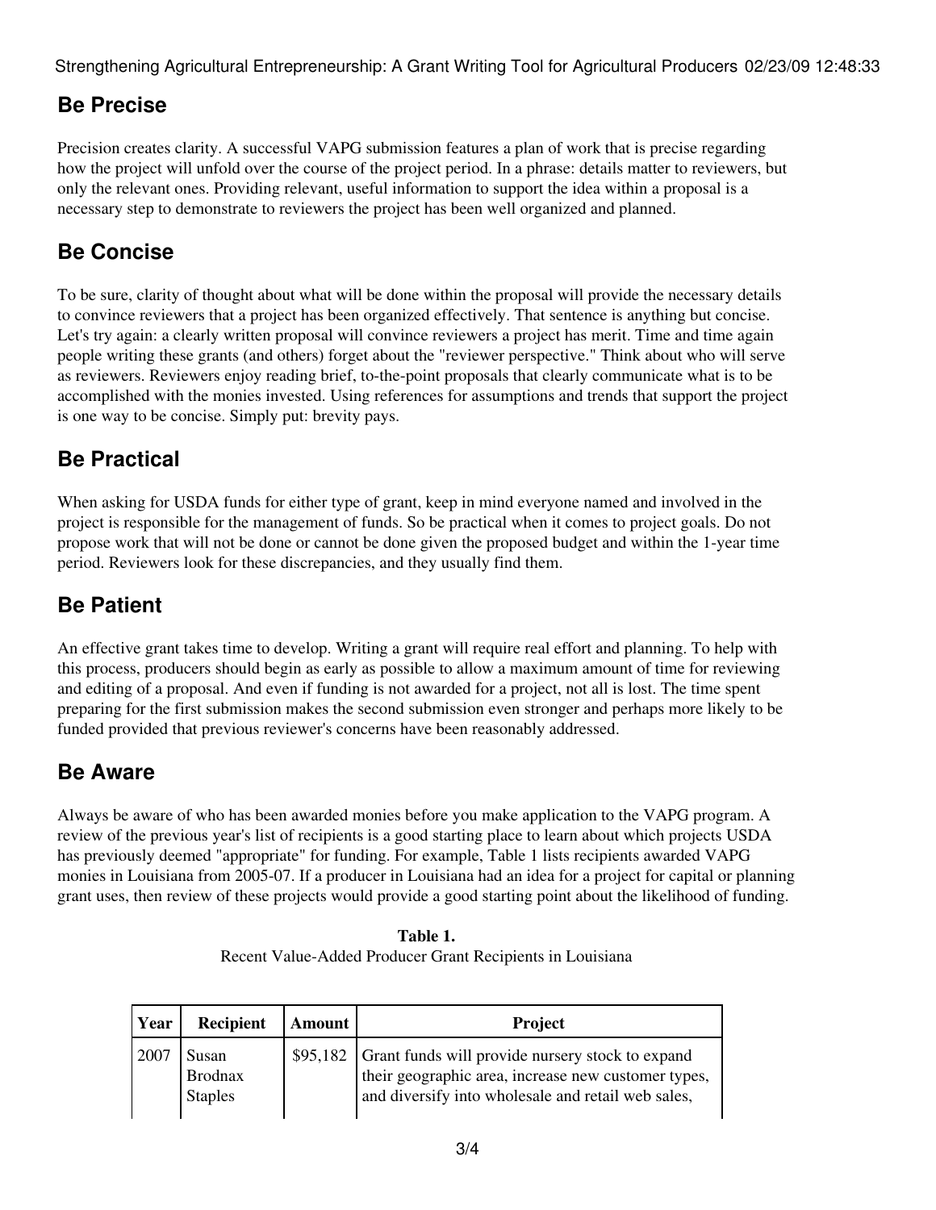## Be Precise

Precision creates clarity. A successful VAPG submission features a plan of work that is precise regarding how the project will unfold over the course of the project period. In a phrase: details matter to reviewers, but only the relevant ones. Providing relevant, useful information to support the idea within a proposal is a necessary step to demonstrate to reviewers the project has been well organized and planned.

## Be Concise

To be sure, clarity of thought about what will be done within the proposal will provide the necessary details to convince reviewers that a project has been organized effectively. That sentence is anything but concise. Let's try again: a clearly written proposal will convince reviewers a project has merit. Time and time again people writing these grants (and others) forget about the "reviewer perspective." Think about who will serve as reviewers. Reviewers enjoy reading brief, to-the-point proposals that clearly communicate what is to be accomplished with the monies invested. Using references for assumptions and trends that support the project is one way to be concise. Simply put: brevity pays.

## Be Practical

When asking for USDA funds for either type of grant, keep in mind everyone named and involved in the project is responsible for the management of funds. So be practical when it comes to project goals. Do not propose work that will not be done or cannot be done given the proposed budget and within the 1-year time period. Reviewers look for these discrepancies, and they usually find them.

## Be Patient

An effective grant takes time to develop. Writing a grant will require real effort and planning. To help with this process, producers should begin as early as possible to allow a maximum amount of time for reviewing and editing of a proposal. And even if funding is not awarded for a project, not all is lost. The time spent preparing for the first submission makes the second submission even stronger and perhaps more likely to be funded provided that previous reviewer's concerns have been reasonably addressed.

## Be Aware

Always be aware of who has been awarded monies before you make application to the VAPG program. A review of the previous year's list of recipients is a good starting place to learn about which projects USDA has previously deemed "appropriate" for funding. For example, Table 1 lists recipients awarded VAPG monies in Louisiana from 2005-07. If a producer in Louisiana had an idea for a project for capital or planning grant uses, then review of these projects would provide a good starting point about the likelihood of funding.

**Table 1.**
Recent Value-Added Producer Grant Recipients in Louisiana

| Year | Recipient | Amount | Project |
|---|---|---|---|
| 2007 | Susan Brodnax Staples | $95,182 | Grant funds will provide nursery stock to expand their geographic area, increase new customer types, and diversify into wholesale and retail web sales, |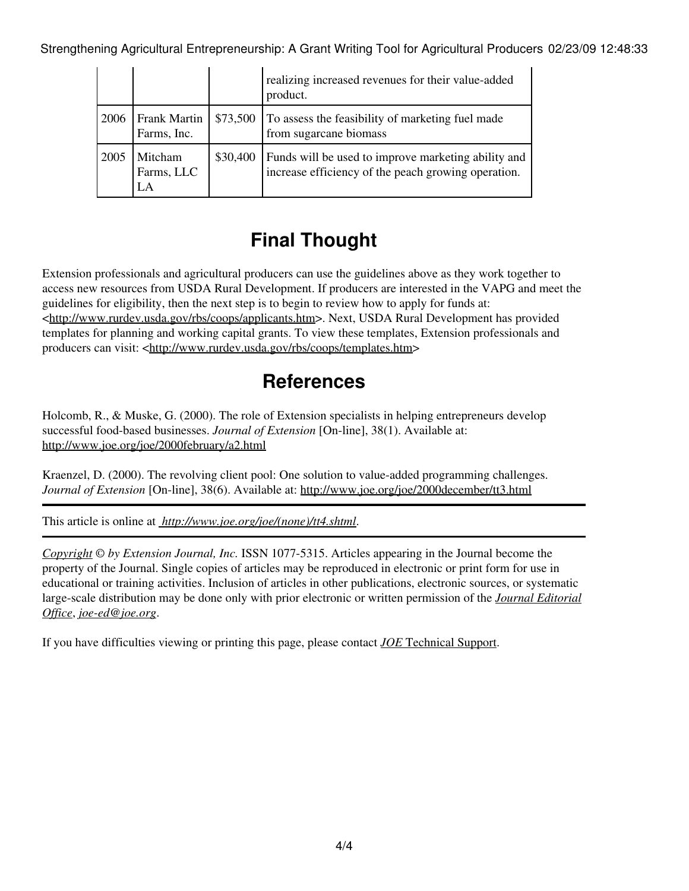| | | | |
|---|---|---|---|
| | | | realizing increased revenues for their value-added product. |
| 2006 | Frank Martin Farms, Inc. | $73,500 | To assess the feasibility of marketing fuel made from sugarcane biomass |
| 2005 | Mitcham Farms, LLC LA | $30,400 | Funds will be used to improve marketing ability and increase efficiency of the peach growing operation. |

## Final Thought

Extension professionals and agricultural producers can use the guidelines above as they work together to access new resources from USDA Rural Development. If producers are interested in the VAPG and meet the guidelines for eligibility, then the next step is to begin to review how to apply for funds at: <http://www.rurdev.usda.gov/rbs/coops/applicants.htm>. Next, USDA Rural Development has provided templates for planning and working capital grants. To view these templates, Extension professionals and producers can visit: <http://www.rurdev.usda.gov/rbs/coops/templates.htm>

## References

Holcomb, R., & Muske, G. (2000). The role of Extension specialists in helping entrepreneurs develop successful food-based businesses. *Journal of Extension* [On-line], 38(1). Available at: http://www.joe.org/joe/2000february/a2.html

Kraenzel, D. (2000). The revolving client pool: One solution to value-added programming challenges. *Journal of Extension* [On-line], 38(6). Available at: http://www.joe.org/joe/2000december/tt3.html

---

This article is online at *http://www.joe.org/joe/(none)/tt4.shtml*.

---

*Copyright* © *by Extension Journal, Inc.* ISSN 1077-5315. Articles appearing in the Journal become the property of the Journal. Single copies of articles may be reproduced in electronic or print form for use in educational or training activities. Inclusion of articles in other publications, electronic sources, or systematic large-scale distribution may be done only with prior electronic or written permission of the *Journal Editorial Office*, *joe-ed@joe.org*.

If you have difficulties viewing or printing this page, please contact *JOE* Technical Support.